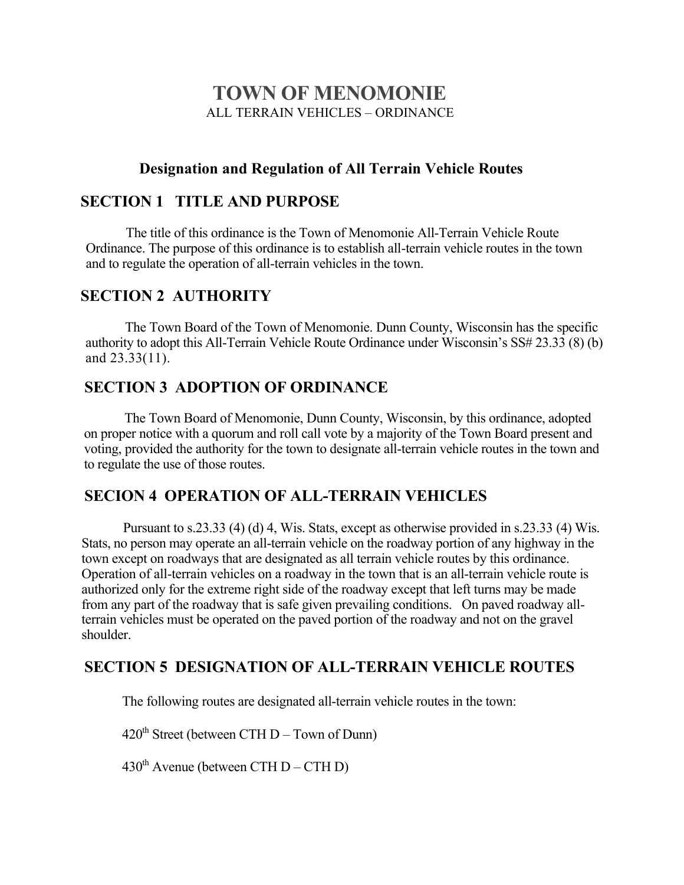# TOWN OF MENOMONIE

ALL TERRAIN VEHICLES – ORDINANCE

### Designation and Regulation of All Terrain Vehicle Routes

## SECTION 1 TITLE AND PURPOSE

The title of this ordinance is the Town of Menomonie All-Terrain Vehicle Route Ordinance. The purpose of this ordinance is to establish all-terrain vehicle routes in the town and to regulate the operation of all-terrain vehicles in the town.

## SECTION 2 AUTHORITY

The Town Board of the Town of Menomonie. Dunn County, Wisconsin has the specific authority to adopt this All-Terrain Vehicle Route Ordinance under Wisconsin's SS# 23.33 (8) (b) and 23.33(11).

## SECTION 3 ADOPTION OF ORDINANCE

The Town Board of Menomonie, Dunn County, Wisconsin, by this ordinance, adopted on proper notice with a quorum and roll call vote by a majority of the Town Board present and voting, provided the authority for the town to designate all-terrain vehicle routes in the town and to regulate the use of those routes.

## SECION 4 OPERATION OF ALL-TERRAIN VEHICLES

Pursuant to s.23.33 (4) (d) 4, Wis. Stats, except as otherwise provided in s.23.33 (4) Wis. Stats, no person may operate an all-terrain vehicle on the roadway portion of any highway in the town except on roadways that are designated as all terrain vehicle routes by this ordinance. Operation of all-terrain vehicles on a roadway in the town that is an all-terrain vehicle route is authorized only for the extreme right side of the roadway except that left turns may be made from any part of the roadway that is safe given prevailing conditions. On paved roadway all-terrain vehicles must be operated on the paved portion of the roadway and not on the gravel shoulder.

## SECTION 5 DESIGNATION OF ALL-TERRAIN VEHICLE ROUTES

The following routes are designated all-terrain vehicle routes in the town:

420th Street (between CTH D – Town of Dunn)

430th Avenue (between CTH D – CTH D)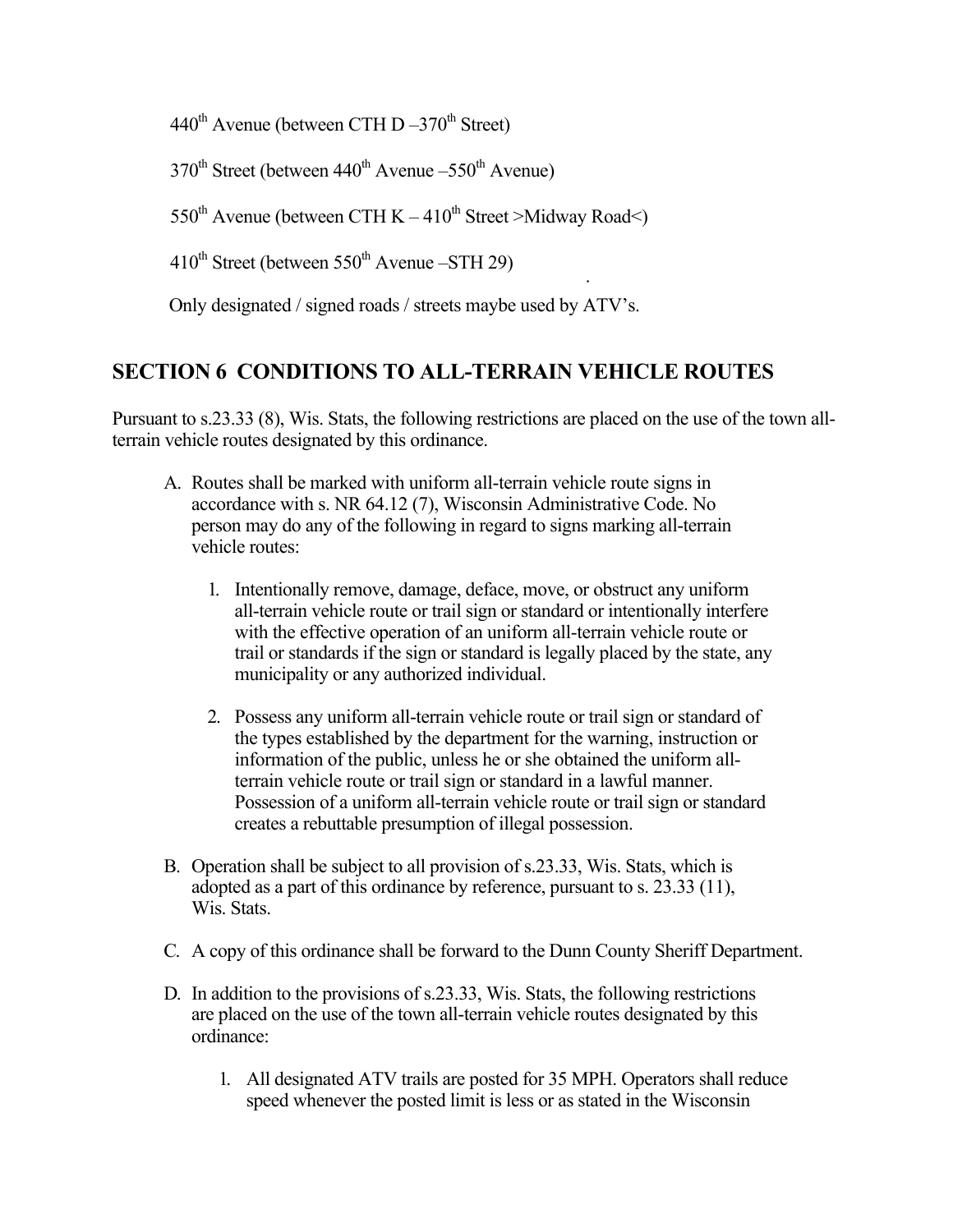440th Avenue (between CTH D –370th Street)

370th Street (between 440th Avenue –550th Avenue)

550th Avenue (between CTH K – 410th Street >Midway Road<)

410th Street (between 550th Avenue –STH 29)

Only designated / signed roads / streets maybe used by ATV's.

## SECTION 6 CONDITIONS TO ALL-TERRAIN VEHICLE ROUTES

Pursuant to s.23.33 (8), Wis. Stats, the following restrictions are placed on the use of the town all-terrain vehicle routes designated by this ordinance.

A. Routes shall be marked with uniform all-terrain vehicle route signs in accordance with s. NR 64.12 (7), Wisconsin Administrative Code. No person may do any of the following in regard to signs marking all-terrain vehicle routes:

   1. Intentionally remove, damage, deface, move, or obstruct any uniform all-terrain vehicle route or trail sign or standard or intentionally interfere with the effective operation of an uniform all-terrain vehicle route or trail or standards if the sign or standard is legally placed by the state, any municipality or any authorized individual.

   2. Possess any uniform all-terrain vehicle route or trail sign or standard of the types established by the department for the warning, instruction or information of the public, unless he or she obtained the uniform all-terrain vehicle route or trail sign or standard in a lawful manner. Possession of a uniform all-terrain vehicle route or trail sign or standard creates a rebuttable presumption of illegal possession.

B. Operation shall be subject to all provision of s.23.33, Wis. Stats, which is adopted as a part of this ordinance by reference, pursuant to s. 23.33 (11), Wis. Stats.

C. A copy of this ordinance shall be forward to the Dunn County Sheriff Department.

D. In addition to the provisions of s.23.33, Wis. Stats, the following restrictions are placed on the use of the town all-terrain vehicle routes designated by this ordinance:

   1. All designated ATV trails are posted for 35 MPH. Operators shall reduce speed whenever the posted limit is less or as stated in the Wisconsin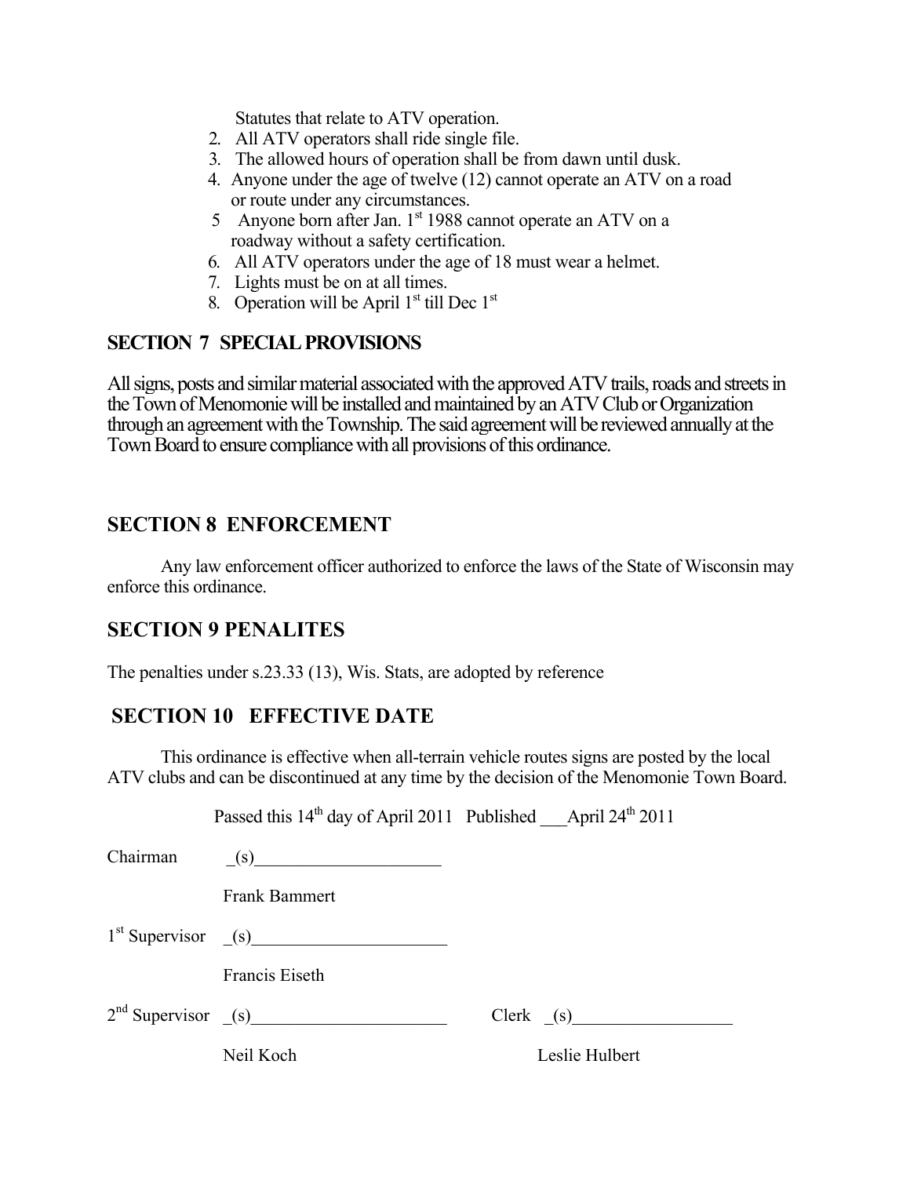Statutes that relate to ATV operation.

2. All ATV operators shall ride single file.
3. The allowed hours of operation shall be from dawn until dusk.
4. Anyone under the age of twelve (12) cannot operate an ATV on a road or route under any circumstances.
5. Anyone born after Jan. 1st 1988 cannot operate an ATV on a roadway without a safety certification.
6. All ATV operators under the age of 18 must wear a helmet.
7. Lights must be on at all times.
8. Operation will be April 1st till Dec 1st

## SECTION 7 SPECIAL PROVISIONS

All signs, posts and similar material associated with the approved ATV trails, roads and streets in the Town of Menomonie will be installed and maintained by an ATV Club or Organization through an agreement with the Township. The said agreement will be reviewed annually at the Town Board to ensure compliance with all provisions of this ordinance.

## SECTION 8 ENFORCEMENT

Any law enforcement officer authorized to enforce the laws of the State of Wisconsin may enforce this ordinance.

## SECTION 9 PENALITES

The penalties under s.23.33 (13), Wis. Stats, are adopted by reference

## SECTION 10 EFFECTIVE DATE

This ordinance is effective when all-terrain vehicle routes signs are posted by the local ATV clubs and can be discontinued at any time by the decision of the Menomonie Town Board.

Passed this 14th day of April 2011 Published ___April 24th 2011

Chairman _(s)____________________

Frank Bammert

1st Supervisor _(s)_____________________

Francis Eiseth

2nd Supervisor _(s)_____________________ Clerk _(s)_________________

Neil Koch Leslie Hulbert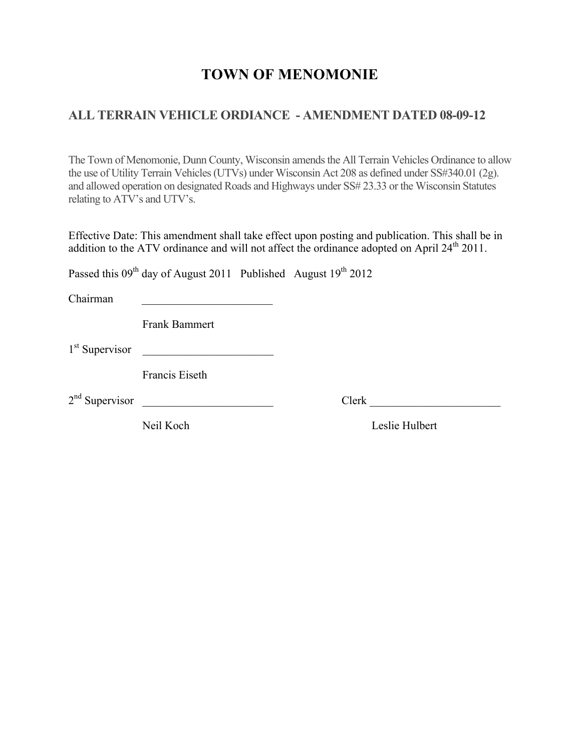# TOWN OF MENOMONIE

## ALL TERRAIN VEHICLE ORDIANCE - AMENDMENT DATED 08-09-12

The Town of Menomonie, Dunn County, Wisconsin amends the All Terrain Vehicles Ordinance to allow the use of Utility Terrain Vehicles (UTVs) under Wisconsin Act 208 as defined under SS#340.01 (2g). and allowed operation on designated Roads and Highways under SS# 23.33 or the Wisconsin Statutes relating to ATV's and UTV's.

Effective Date: This amendment shall take effect upon posting and publication. This shall be in addition to the ATV ordinance and will not affect the ordinance adopted on April 24th 2011.

Passed this 09th day of August 2011 Published August 19th 2012

Chairman _______________________

Frank Bammert

1st Supervisor _______________________

Francis Eiseth

2nd Supervisor _______________________ Clerk _______________________

Neil Koch Leslie Hulbert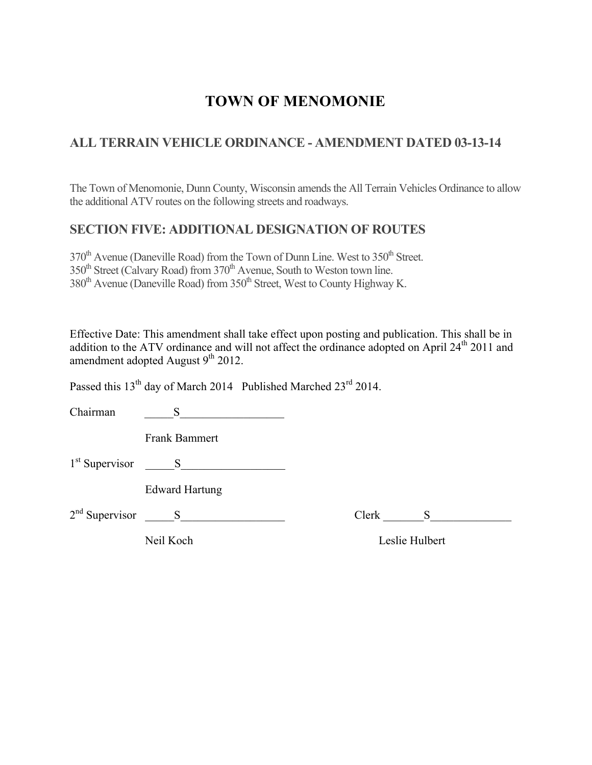# TOWN OF MENOMONIE

## ALL TERRAIN VEHICLE ORDINANCE - AMENDMENT DATED 03-13-14

The Town of Menomonie, Dunn County, Wisconsin amends the All Terrain Vehicles Ordinance to allow the additional ATV routes on the following streets and roadways.

## SECTION FIVE: ADDITIONAL DESIGNATION OF ROUTES

370th Avenue (Daneville Road) from the Town of Dunn Line. West to 350th Street.
350th Street (Calvary Road) from 370th Avenue, South to Weston town line.
380th Avenue (Daneville Road) from 350th Street, West to County Highway K.

Effective Date: This amendment shall take effect upon posting and publication. This shall be in addition to the ATV ordinance and will not affect the ordinance adopted on April 24th 2011 and amendment adopted August 9th 2012.

Passed this 13th day of March 2014 Published Marched 23rd 2014.

Chairman _____S__________________

Frank Bammert

1st Supervisor _____S__________________

Edward Hartung

2nd Supervisor _____S__________________

Neil Koch

Clerk _______S______________

Leslie Hulbert